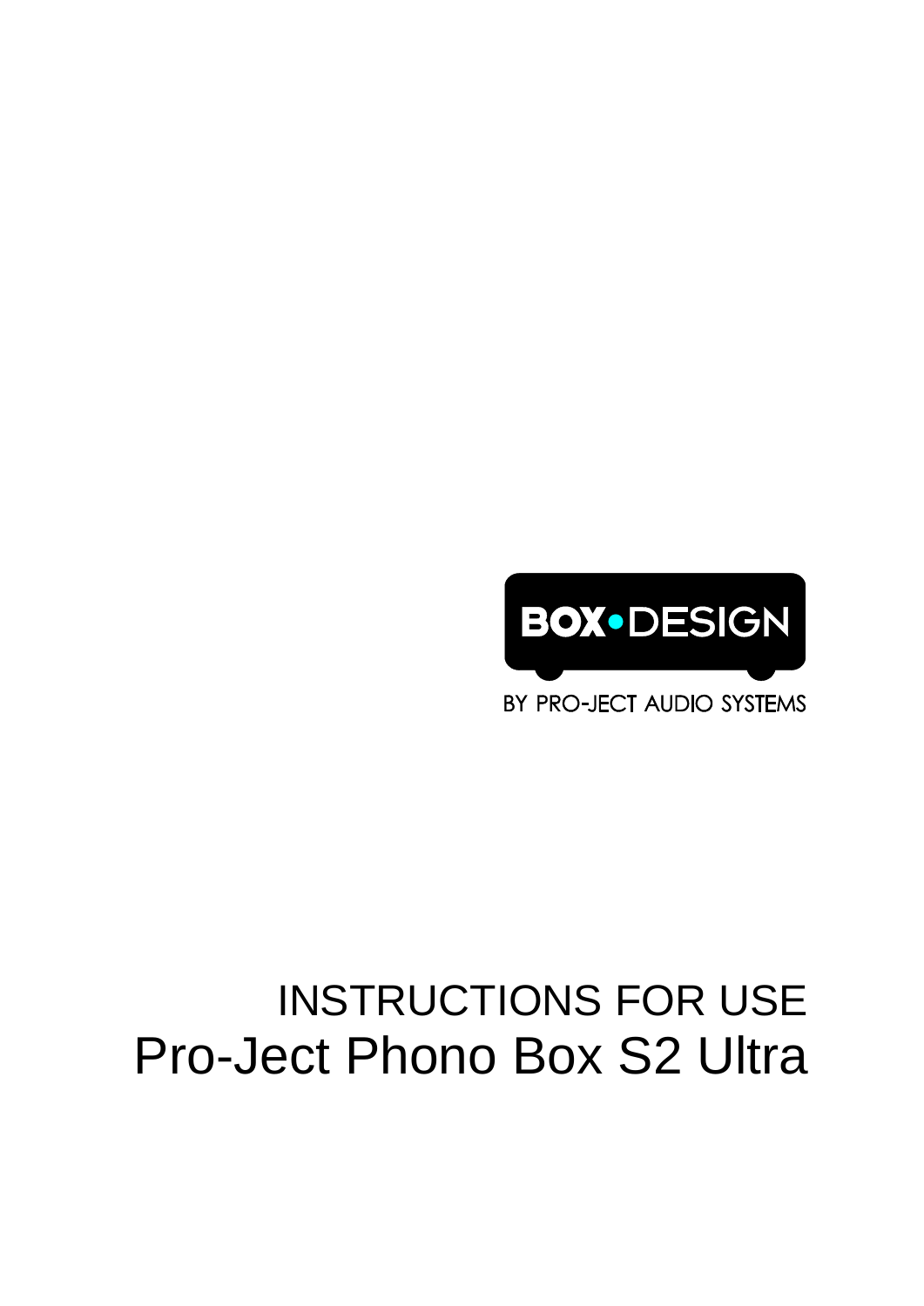BOX•DESIGN

BY PRO-JECT AUDIO SYSTEMS

# INSTRUCTIONS FOR USE
# Pro-Ject Phono Box S2 Ultra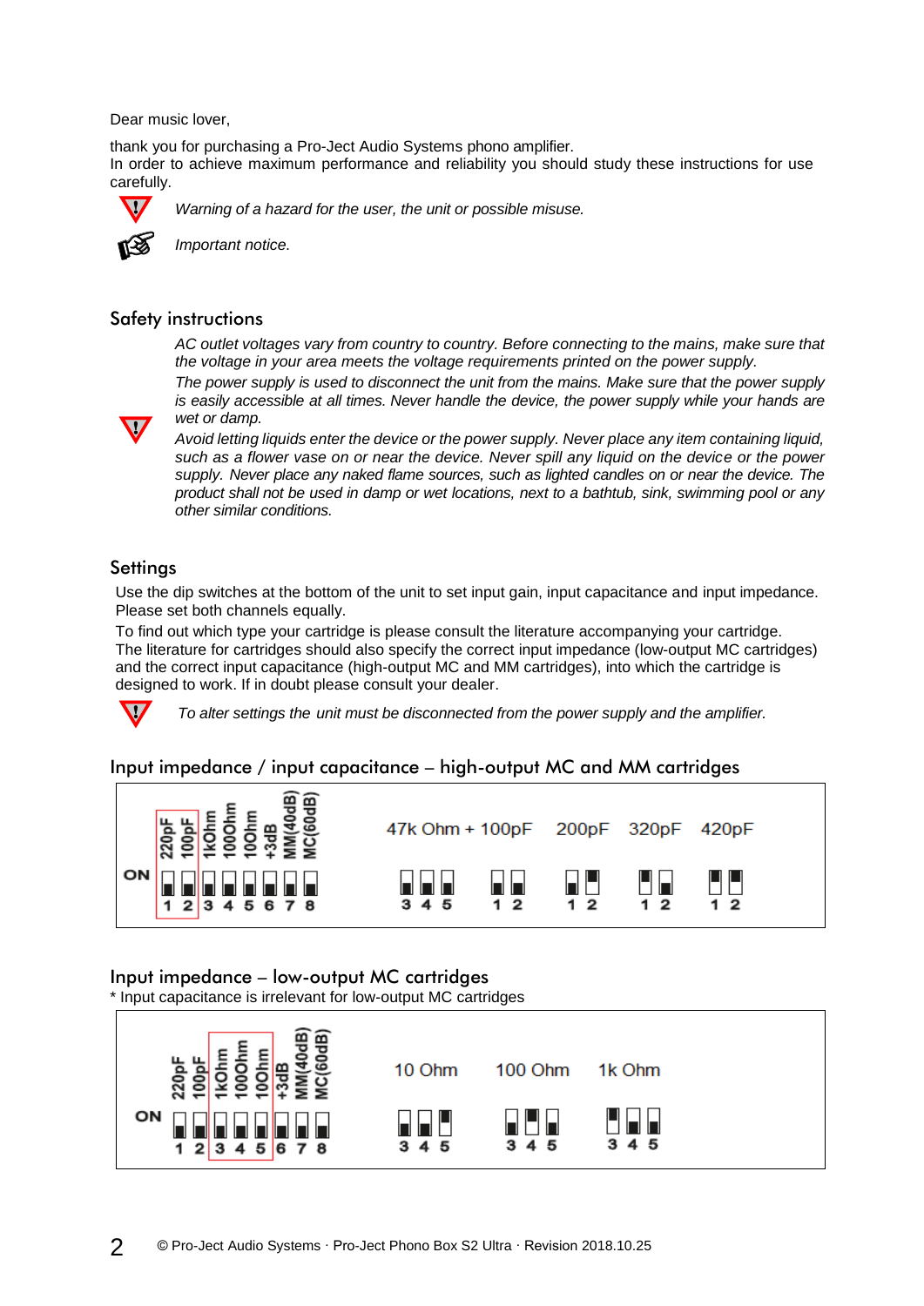Dear music lover,

thank you for purchasing a Pro-Ject Audio Systems phono amplifier.
In order to achieve maximum performance and reliability you should study these instructions for use carefully.

*Warning of a hazard for the user, the unit or possible misuse.*

*Important notice.*

## Safety instructions

*AC outlet voltages vary from country to country. Before connecting to the mains, make sure that the voltage in your area meets the voltage requirements printed on the power supply.*

*The power supply is used to disconnect the unit from the mains. Make sure that the power supply is easily accessible at all times. Never handle the device, the power supply while your hands are wet or damp.*

*Avoid letting liquids enter the device or the power supply. Never place any item containing liquid, such as a flower vase on or near the device. Never spill any liquid on the device or the power supply. Never place any naked flame sources, such as lighted candles on or near the device. The product shall not be used in damp or wet locations, next to a bathtub, sink, swimming pool or any other similar conditions.*

## Settings

Use the dip switches at the bottom of the unit to set input gain, input capacitance and input impedance. Please set both channels equally.

To find out which type your cartridge is please consult the literature accompanying your cartridge. The literature for cartridges should also specify the correct input impedance (low-output MC cartridges) and the correct input capacitance (high-output MC and MM cartridges), into which the cartridge is designed to work. If in doubt please consult your dealer.

*To alter settings the unit must be disconnected from the power supply and the amplifier.*

## Input impedance / input capacitance – high-output MC and MM cartridges

| Switch | 1 | 2 | 3 | 4 | 5 | 6 | 7 | 8 |
|---|---|---|---|---|---|---|---|---|
| Function | 220pF | 100pF | 1kOhm | 100Ohm | 10Ohm | +3dB | MM(40dB) | MC(60dB) |

| Setting | Switches |
|---|---|
| 47k Ohm + 100pF | 3 4 5 |
| 200pF | 1 2 |
| 320pF | 1 2 |
| 420pF | 1 2 |

## Input impedance – low-output MC cartridges

\* Input capacitance is irrelevant for low-output MC cartridges

| Switch | 1 | 2 | 3 | 4 | 5 | 6 | 7 | 8 |
|---|---|---|---|---|---|---|---|---|
| Function | 220pF | 100pF | 1kOhm | 100Ohm | 10Ohm | +3dB | MM(40dB) | MC(60dB) |

| Setting | Switches |
|---|---|
| 10 Ohm | 3 4 5 |
| 100 Ohm | 3 4 5 |
| 1k Ohm | 3 4 5 |

© Pro-Ject Audio Systems · Pro-Ject Phono Box S2 Ultra · Revision 2018.10.25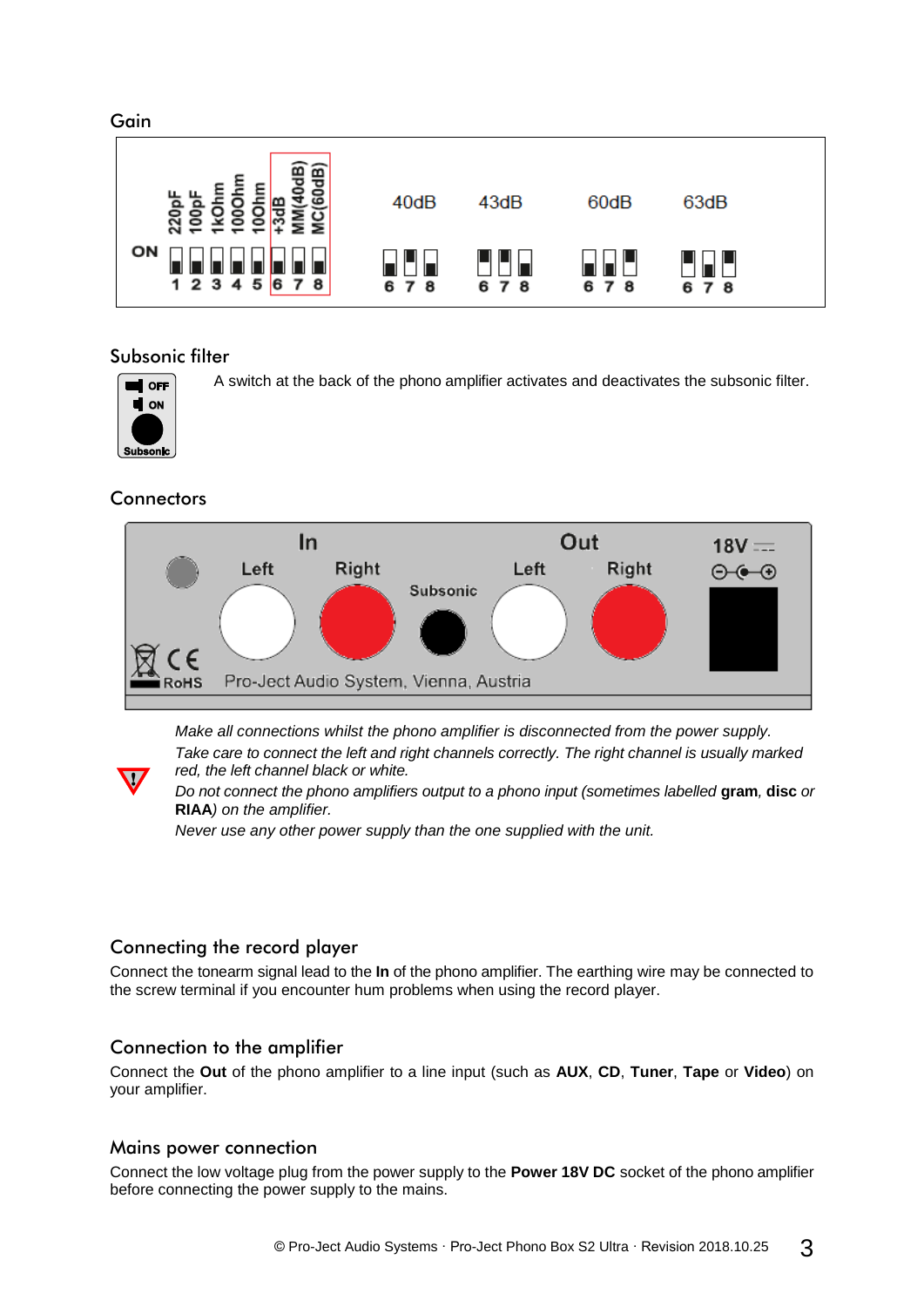## Gain

ON

220pF 100pF 1kOhm 100Ohm 10Ohm +3dB MM(40dB) MC(60dB)

1 2 3 4 5 6 7 8

| 40dB | 43dB | 60dB | 63dB |
|---|---|---|---|
| 6 7 8 | 6 7 8 | 6 7 8 | 6 7 8 |

## Subsonic filter

A switch at the back of the phono amplifier activates and deactivates the subsonic filter.

## Connectors

*Make all connections whilst the phono amplifier is disconnected from the power supply.*

*Take care to connect the left and right channels correctly. The right channel is usually marked red, the left channel black or white.*

*Do not connect the phono amplifiers output to a phono input (sometimes labelled* ***gram****,* ***disc*** *or* ***RIAA****) on the amplifier.*

*Never use any other power supply than the one supplied with the unit.*

## Connecting the record player

Connect the tonearm signal lead to the **In** of the phono amplifier. The earthing wire may be connected to the screw terminal if you encounter hum problems when using the record player.

## Connection to the amplifier

Connect the **Out** of the phono amplifier to a line input (such as **AUX**, **CD**, **Tuner**, **Tape** or **Video**) on your amplifier.

## Mains power connection

Connect the low voltage plug from the power supply to the **Power 18V DC** socket of the phono amplifier before connecting the power supply to the mains.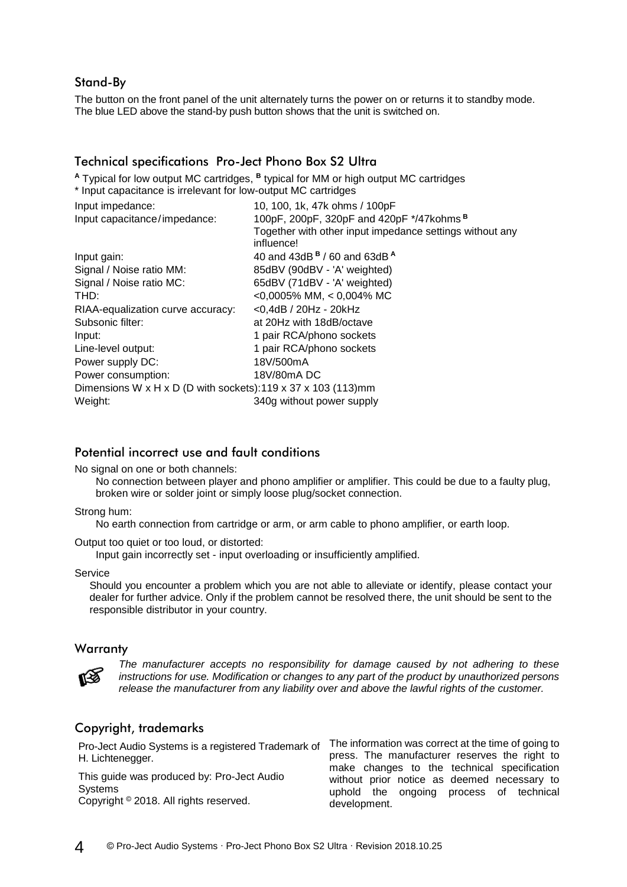## Stand-By

The button on the front panel of the unit alternately turns the power on or returns it to standby mode. The blue LED above the stand-by push button shows that the unit is switched on.

## Technical specifications Pro-Ject Phono Box S2 Ultra

[A] Typical for low output MC cartridges, [B] typical for MM or high output MC cartridges
* Input capacitance is irrelevant for low-output MC cartridges

| | |
|---|---|
| Input impedance: | 10, 100, 1k, 47k ohms / 100pF |
| Input capacitance/impedance: | 100pF, 200pF, 320pF and 420pF */47kohms [B] Together with other input impedance settings without any influence! |
| Input gain: | 40 and 43dB [B] / 60 and 63dB [A] |
| Signal / Noise ratio MM: | 85dBV (90dBV - 'A' weighted) |
| Signal / Noise ratio MC: | 65dBV (71dBV - 'A' weighted) |
| THD: | <0,0005% MM, < 0,004% MC |
| RIAA-equalization curve accuracy: | <0,4dB / 20Hz - 20kHz |
| Subsonic filter: | at 20Hz with 18dB/octave |
| Input: | 1 pair RCA/phono sockets |
| Line-level output: | 1 pair RCA/phono sockets |
| Power supply DC: | 18V/500mA |
| Power consumption: | 18V/80mA DC |
| Dimensions W x H x D (D with sockets): | 119 x 37 x 103 (113)mm |
| Weight: | 340g without power supply |

## Potential incorrect use and fault conditions

No signal on one or both channels:
No connection between player and phono amplifier or amplifier. This could be due to a faulty plug, broken wire or solder joint or simply loose plug/socket connection.

Strong hum:
No earth connection from cartridge or arm, or arm cable to phono amplifier, or earth loop.

Output too quiet or too loud, or distorted:
Input gain incorrectly set - input overloading or insufficiently amplified.

Service
Should you encounter a problem which you are not able to alleviate or identify, please contact your dealer for further advice. Only if the problem cannot be resolved there, the unit should be sent to the responsible distributor in your country.

## Warranty

*The manufacturer accepts no responsibility for damage caused by not adhering to these instructions for use. Modification or changes to any part of the product by unauthorized persons release the manufacturer from any liability over and above the lawful rights of the customer.*

## Copyright, trademarks

Pro-Ject Audio Systems is a registered Trademark of H. Lichtenegger.

This guide was produced by: Pro-Ject Audio Systems
Copyright © 2018. All rights reserved.

The information was correct at the time of going to press. The manufacturer reserves the right to make changes to the technical specification without prior notice as deemed necessary to uphold the ongoing process of technical development.